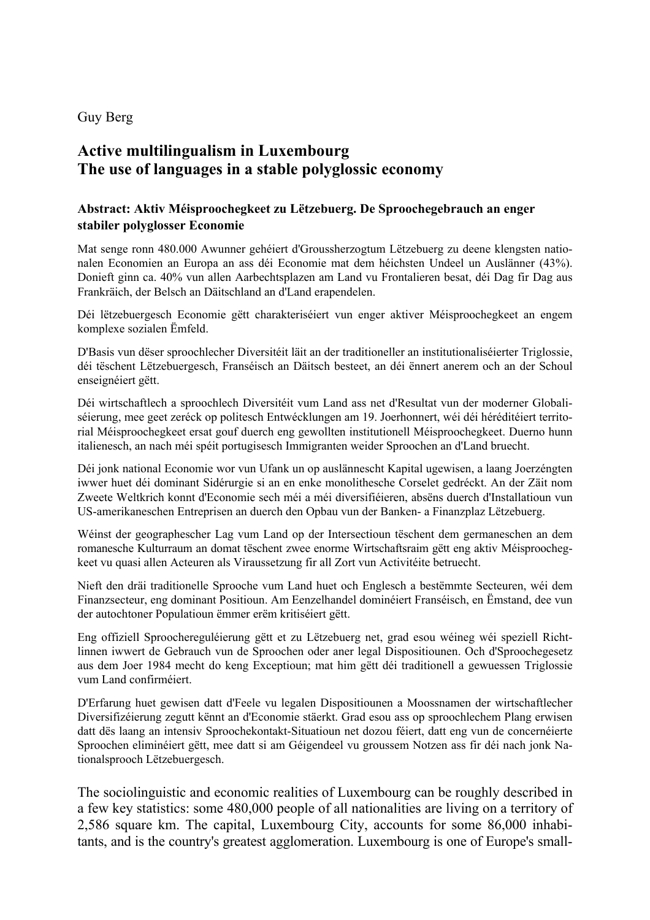Guy Berg

# Active multilingualism in Luxembourg
# The use of languages in a stable polyglossic economy

**Abstract: Aktiv Méisproochegkeet zu Lëtzebuerg. De Sproochegebrauch an enger stabiler polyglosser Economie**

Mat senge ronn 480.000 Awunner gehéiert d'Groussherzogtum Lëtzebuerg zu deene klengsten nationalen Economien an Europa an ass déi Economie mat dem héichsten Undeel un Auslänner (43%). Donieft ginn ca. 40% vun allen Aarbechtsplazen am Land vu Frontalieren besat, déi Dag fir Dag aus Frankräich, der Belsch an Däitschland an d'Land erapendelen.

Déi lëtzebuergesch Economie gëtt charakteriséiert vun enger aktiver Méisproochegkeet an engem komplexe sozialen Ëmfeld.

D'Basis vun dëser sproochlecher Diversitéit läit an der traditioneller an institutionaliséierter Triglossie, déi tëschent Lëtzebuergesch, Franséisch an Däitsch besteet, an déi ënnert anerem och an der Schoul enseignéiert gëtt.

Déi wirtschaftlech a sproochlech Diversitéit vum Land ass net d'Resultat vun der moderner Globaliséierung, mee geet zeréck op politesch Entwécklungen am 19. Joerhonnert, wéi déi héréditéiert territorial Méisproochegkeet ersat gouf duerch eng gewollten institutionell Méisproochegkeet. Duerno hunn italienesch, an nach méi spéit portugisesch Immigranten weider Sproochen an d'Land bruecht.

Déi jonk national Economie wor vun Ufank un op auslännescht Kapital ugewisen, a laang Joerzéngten iwwer huet déi dominant Sidérurgie si an en enke monolithesche Corselet gedréckt. An der Zäit nom Zweete Weltkrich konnt d'Economie sech méi a méi diversifiéieren, absëns duerch d'Installatioun vun US-amerikaneschen Entreprisen an duerch den Opbau vun der Banken- a Finanzplaz Lëtzebuerg.

Wéinst der geographescher Lag vum Land op der Intersectioun tëschent dem germaneschen an dem romanesche Kulturraum an domat tëschent zwee enorme Wirtschaftsraim gëtt eng aktiv Méisproochegkeet vu quasi allen Acteuren als Viraussetzung fir all Zort vun Activitéite betruecht.

Nieft den dräi traditionelle Sprooche vum Land huet och Englesch a bestëmmte Secteuren, wéi dem Finanzsecteur, eng dominant Positioun. Am Eenzelhandel dominéiert Franséisch, en Ëmstand, dee vun der autochtoner Populatioun ëmmer erëm kritiséiert gëtt.

Eng offiziell Sproochereguléierung gëtt et zu Lëtzebuerg net, grad esou wéineg wéi speziell Richtlinnen iwwert de Gebrauch vun de Sproochen oder aner legal Dispositiounen. Och d'Sproochegesetz aus dem Joer 1984 mecht do keng Exceptioun; mat him gëtt déi traditionell a gewuessen Triglossie vum Land confirméiert.

D'Erfarung huet gewisen datt d'Feele vu legalen Dispositiounen a Moossnamen der wirtschaftlecher Diversifizéierung zegutt kënnt an d'Economie stäerkt. Grad esou ass op sproochlechem Plang erwisen datt dës laang an intensiv Sproochekontakt-Situatioun net dozou féiert, datt eng vun de concernéierte Sproochen eliminéiert gëtt, mee datt si am Géigendeel vu groussem Notzen ass fir déi nach jonk Nationalsprooch Lëtzebuergesch.

The sociolinguistic and economic realities of Luxembourg can be roughly described in a few key statistics: some 480,000 people of all nationalities are living on a territory of 2,586 square km. The capital, Luxembourg City, accounts for some 86,000 inhabitants, and is the country's greatest agglomeration. Luxembourg is one of Europe's small-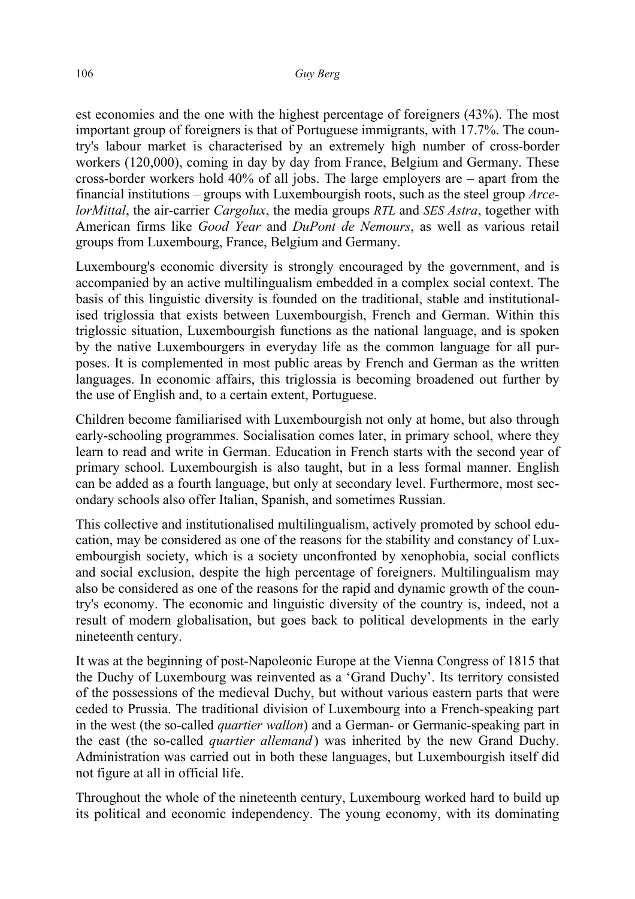est economies and the one with the highest percentage of foreigners (43%). The most important group of foreigners is that of Portuguese immigrants, with 17.7%. The country's labour market is characterised by an extremely high number of cross-border workers (120,000), coming in day by day from France, Belgium and Germany. These cross-border workers hold 40% of all jobs. The large employers are – apart from the financial institutions – groups with Luxembourgish roots, such as the steel group *ArcelorMittal*, the air-carrier *Cargolux*, the media groups *RTL* and *SES Astra*, together with American firms like *Good Year* and *DuPont de Nemours*, as well as various retail groups from Luxembourg, France, Belgium and Germany.

Luxembourg's economic diversity is strongly encouraged by the government, and is accompanied by an active multilingualism embedded in a complex social context. The basis of this linguistic diversity is founded on the traditional, stable and institutionalised triglossia that exists between Luxembourgish, French and German. Within this triglossic situation, Luxembourgish functions as the national language, and is spoken by the native Luxembourgers in everyday life as the common language for all purposes. It is complemented in most public areas by French and German as the written languages. In economic affairs, this triglossia is becoming broadened out further by the use of English and, to a certain extent, Portuguese.

Children become familiarised with Luxembourgish not only at home, but also through early-schooling programmes. Socialisation comes later, in primary school, where they learn to read and write in German. Education in French starts with the second year of primary school. Luxembourgish is also taught, but in a less formal manner. English can be added as a fourth language, but only at secondary level. Furthermore, most secondary schools also offer Italian, Spanish, and sometimes Russian.

This collective and institutionalised multilingualism, actively promoted by school education, may be considered as one of the reasons for the stability and constancy of Luxembourgish society, which is a society unconfronted by xenophobia, social conflicts and social exclusion, despite the high percentage of foreigners. Multilingualism may also be considered as one of the reasons for the rapid and dynamic growth of the country's economy. The economic and linguistic diversity of the country is, indeed, not a result of modern globalisation, but goes back to political developments in the early nineteenth century.

It was at the beginning of post-Napoleonic Europe at the Vienna Congress of 1815 that the Duchy of Luxembourg was reinvented as a 'Grand Duchy'. Its territory consisted of the possessions of the medieval Duchy, but without various eastern parts that were ceded to Prussia. The traditional division of Luxembourg into a French-speaking part in the west (the so-called *quartier wallon*) and a German- or Germanic-speaking part in the east (the so-called *quartier allemand*) was inherited by the new Grand Duchy. Administration was carried out in both these languages, but Luxembourgish itself did not figure at all in official life.

Throughout the whole of the nineteenth century, Luxembourg worked hard to build up its political and economic independency. The young economy, with its dominating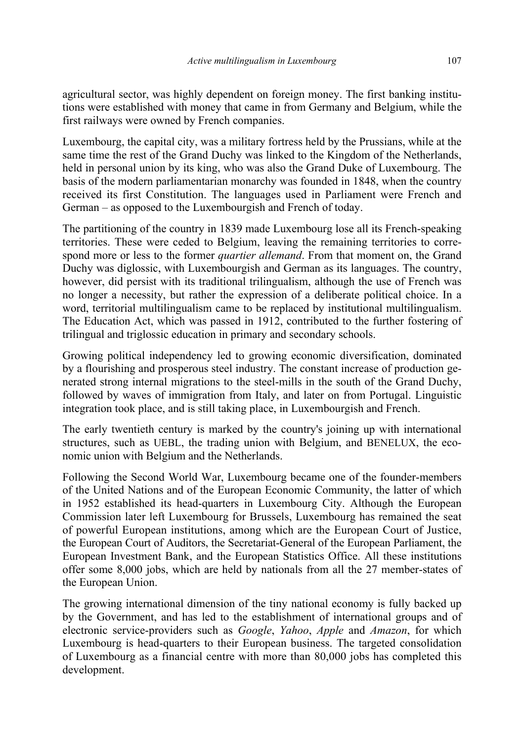agricultural sector, was highly dependent on foreign money. The first banking institutions were established with money that came in from Germany and Belgium, while the first railways were owned by French companies.

Luxembourg, the capital city, was a military fortress held by the Prussians, while at the same time the rest of the Grand Duchy was linked to the Kingdom of the Netherlands, held in personal union by its king, who was also the Grand Duke of Luxembourg. The basis of the modern parliamentarian monarchy was founded in 1848, when the country received its first Constitution. The languages used in Parliament were French and German – as opposed to the Luxembourgish and French of today.

The partitioning of the country in 1839 made Luxembourg lose all its French-speaking territories. These were ceded to Belgium, leaving the remaining territories to correspond more or less to the former *quartier allemand*. From that moment on, the Grand Duchy was diglossic, with Luxembourgish and German as its languages. The country, however, did persist with its traditional trilingualism, although the use of French was no longer a necessity, but rather the expression of a deliberate political choice. In a word, territorial multilingualism came to be replaced by institutional multilingualism. The Education Act, which was passed in 1912, contributed to the further fostering of trilingual and triglossic education in primary and secondary schools.

Growing political independency led to growing economic diversification, dominated by a flourishing and prosperous steel industry. The constant increase of production generated strong internal migrations to the steel-mills in the south of the Grand Duchy, followed by waves of immigration from Italy, and later on from Portugal. Linguistic integration took place, and is still taking place, in Luxembourgish and French.

The early twentieth century is marked by the country's joining up with international structures, such as UEBL, the trading union with Belgium, and BENELUX, the economic union with Belgium and the Netherlands.

Following the Second World War, Luxembourg became one of the founder-members of the United Nations and of the European Economic Community, the latter of which in 1952 established its head-quarters in Luxembourg City. Although the European Commission later left Luxembourg for Brussels, Luxembourg has remained the seat of powerful European institutions, among which are the European Court of Justice, the European Court of Auditors, the Secretariat-General of the European Parliament, the European Investment Bank, and the European Statistics Office. All these institutions offer some 8,000 jobs, which are held by nationals from all the 27 member-states of the European Union.

The growing international dimension of the tiny national economy is fully backed up by the Government, and has led to the establishment of international groups and of electronic service-providers such as *Google*, *Yahoo*, *Apple* and *Amazon*, for which Luxembourg is head-quarters to their European business. The targeted consolidation of Luxembourg as a financial centre with more than 80,000 jobs has completed this development.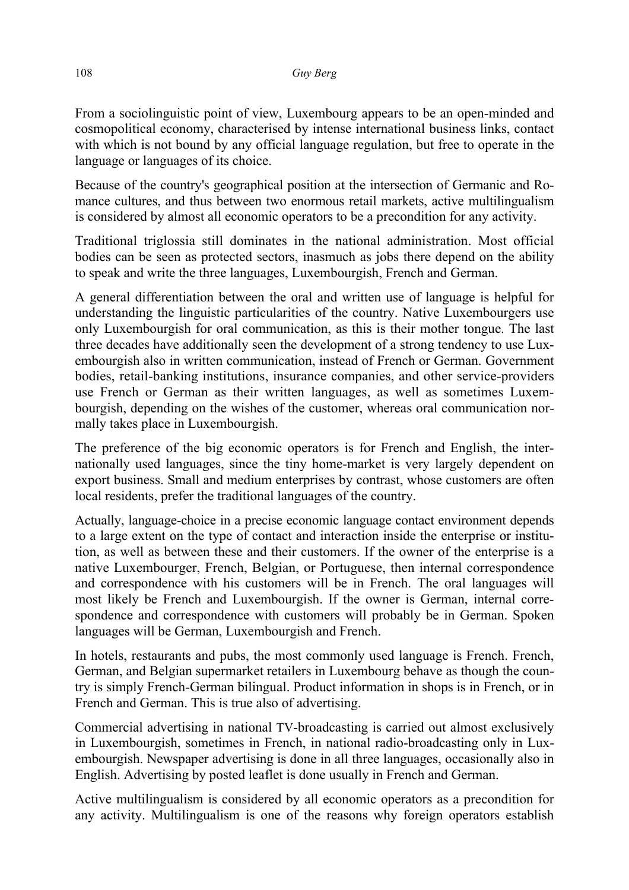From a sociolinguistic point of view, Luxembourg appears to be an open-minded and cosmopolitical economy, characterised by intense international business links, contact with which is not bound by any official language regulation, but free to operate in the language or languages of its choice.

Because of the country's geographical position at the intersection of Germanic and Romance cultures, and thus between two enormous retail markets, active multilingualism is considered by almost all economic operators to be a precondition for any activity.

Traditional triglossia still dominates in the national administration. Most official bodies can be seen as protected sectors, inasmuch as jobs there depend on the ability to speak and write the three languages, Luxembourgish, French and German.

A general differentiation between the oral and written use of language is helpful for understanding the linguistic particularities of the country. Native Luxembourgers use only Luxembourgish for oral communication, as this is their mother tongue. The last three decades have additionally seen the development of a strong tendency to use Luxembourgish also in written communication, instead of French or German. Government bodies, retail-banking institutions, insurance companies, and other service-providers use French or German as their written languages, as well as sometimes Luxembourgish, depending on the wishes of the customer, whereas oral communication normally takes place in Luxembourgish.

The preference of the big economic operators is for French and English, the internationally used languages, since the tiny home-market is very largely dependent on export business. Small and medium enterprises by contrast, whose customers are often local residents, prefer the traditional languages of the country.

Actually, language-choice in a precise economic language contact environment depends to a large extent on the type of contact and interaction inside the enterprise or institution, as well as between these and their customers. If the owner of the enterprise is a native Luxembourger, French, Belgian, or Portuguese, then internal correspondence and correspondence with his customers will be in French. The oral languages will most likely be French and Luxembourgish. If the owner is German, internal correspondence and correspondence with customers will probably be in German. Spoken languages will be German, Luxembourgish and French.

In hotels, restaurants and pubs, the most commonly used language is French. French, German, and Belgian supermarket retailers in Luxembourg behave as though the country is simply French-German bilingual. Product information in shops is in French, or in French and German. This is true also of advertising.

Commercial advertising in national TV-broadcasting is carried out almost exclusively in Luxembourgish, sometimes in French, in national radio-broadcasting only in Luxembourgish. Newspaper advertising is done in all three languages, occasionally also in English. Advertising by posted leaflet is done usually in French and German.

Active multilingualism is considered by all economic operators as a precondition for any activity. Multilingualism is one of the reasons why foreign operators establish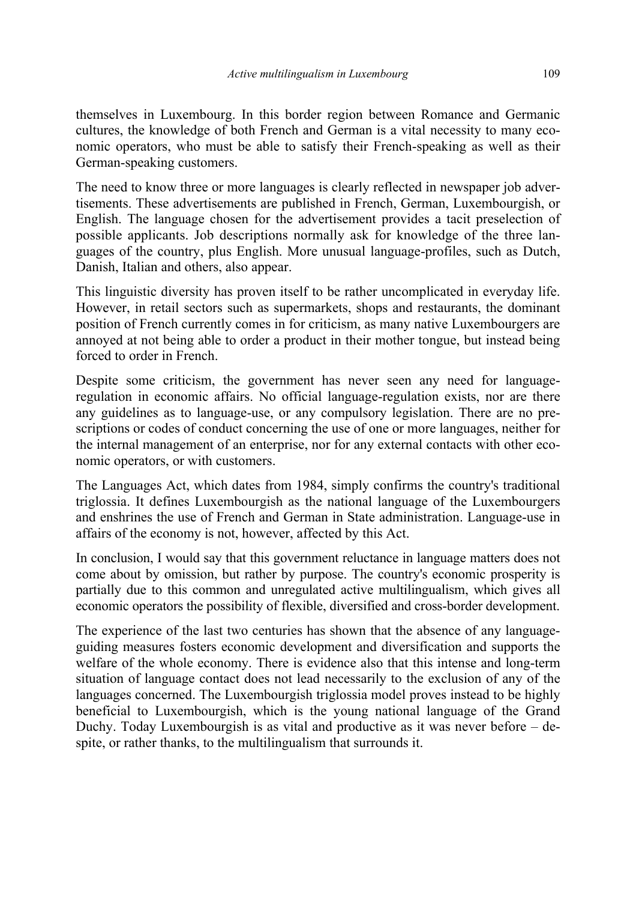themselves in Luxembourg. In this border region between Romance and Germanic cultures, the knowledge of both French and German is a vital necessity to many economic operators, who must be able to satisfy their French-speaking as well as their German-speaking customers.

The need to know three or more languages is clearly reflected in newspaper job advertisements. These advertisements are published in French, German, Luxembourgish, or English. The language chosen for the advertisement provides a tacit preselection of possible applicants. Job descriptions normally ask for knowledge of the three languages of the country, plus English. More unusual language-profiles, such as Dutch, Danish, Italian and others, also appear.

This linguistic diversity has proven itself to be rather uncomplicated in everyday life. However, in retail sectors such as supermarkets, shops and restaurants, the dominant position of French currently comes in for criticism, as many native Luxembourgers are annoyed at not being able to order a product in their mother tongue, but instead being forced to order in French.

Despite some criticism, the government has never seen any need for language-regulation in economic affairs. No official language-regulation exists, nor are there any guidelines as to language-use, or any compulsory legislation. There are no prescriptions or codes of conduct concerning the use of one or more languages, neither for the internal management of an enterprise, nor for any external contacts with other economic operators, or with customers.

The Languages Act, which dates from 1984, simply confirms the country's traditional triglossia. It defines Luxembourgish as the national language of the Luxembourgers and enshrines the use of French and German in State administration. Language-use in affairs of the economy is not, however, affected by this Act.

In conclusion, I would say that this government reluctance in language matters does not come about by omission, but rather by purpose. The country's economic prosperity is partially due to this common and unregulated active multilingualism, which gives all economic operators the possibility of flexible, diversified and cross-border development.

The experience of the last two centuries has shown that the absence of any language-guiding measures fosters economic development and diversification and supports the welfare of the whole economy. There is evidence also that this intense and long-term situation of language contact does not lead necessarily to the exclusion of any of the languages concerned. The Luxembourgish triglossia model proves instead to be highly beneficial to Luxembourgish, which is the young national language of the Grand Duchy. Today Luxembourgish is as vital and productive as it was never before – despite, or rather thanks, to the multilingualism that surrounds it.